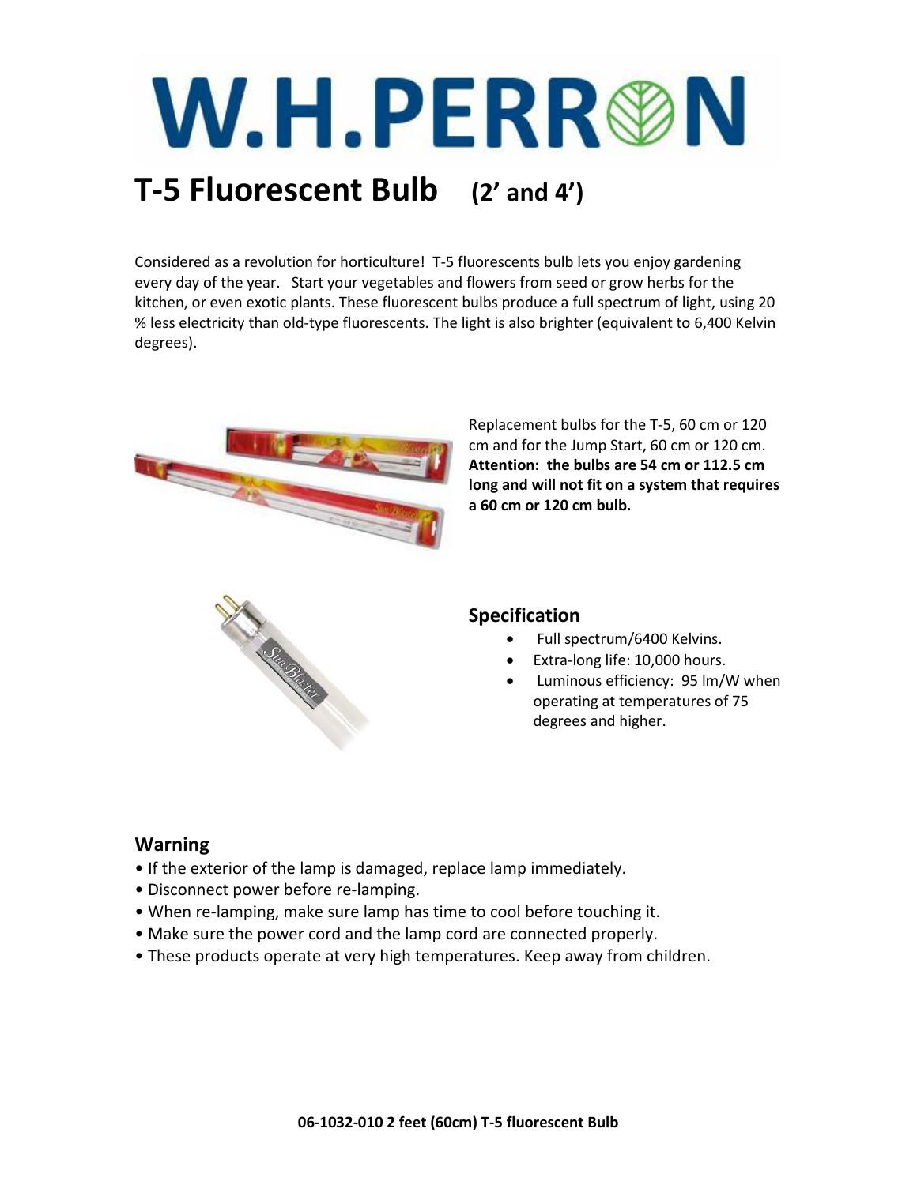# W.H.PERRON

## T-5 Fluorescent Bulb (2' and 4')

Considered as a revolution for horticulture! T-5 fluorescents bulb lets you enjoy gardening every day of the year. Start your vegetables and flowers from seed or grow herbs for the kitchen, or even exotic plants. These fluorescent bulbs produce a full spectrum of light, using 20 % less electricity than old-type fluorescents. The light is also brighter (equivalent to 6,400 Kelvin degrees).

Replacement bulbs for the T-5, 60 cm or 120 cm and for the Jump Start, 60 cm or 120 cm. **Attention: the bulbs are 54 cm or 112.5 cm long and will not fit on a system that requires a 60 cm or 120 cm bulb.**

### Specification

- Full spectrum/6400 Kelvins.
- Extra-long life: 10,000 hours.
- Luminous efficiency: 95 lm/W when operating at temperatures of 75 degrees and higher.

### Warning

- If the exterior of the lamp is damaged, replace lamp immediately.
- Disconnect power before re-lamping.
- When re-lamping, make sure lamp has time to cool before touching it.
- Make sure the power cord and the lamp cord are connected properly.
- These products operate at very high temperatures. Keep away from children.

**06-1032-010 2 feet (60cm) T-5 fluorescent Bulb**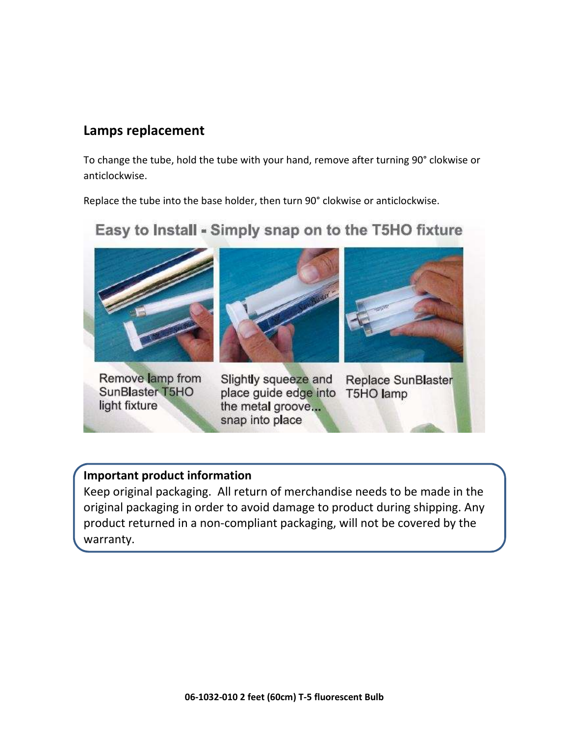## Lamps replacement

To change the tube, hold the tube with your hand, remove after turning 90° clokwise or anticlockwise.

Replace the tube into the base holder, then turn 90° clokwise or anticlockwise.

Easy to Install - Simply snap on to the T5HO fixture

Remove lamp from SunBlaster T5HO light fixture

Slightly squeeze and place guide edge into the metal groove... snap into place

Replace SunBlaster T5HO lamp

**Important product information**

Keep original packaging. All return of merchandise needs to be made in the original packaging in order to avoid damage to product during shipping. Any product returned in a non-compliant packaging, will not be covered by the warranty.